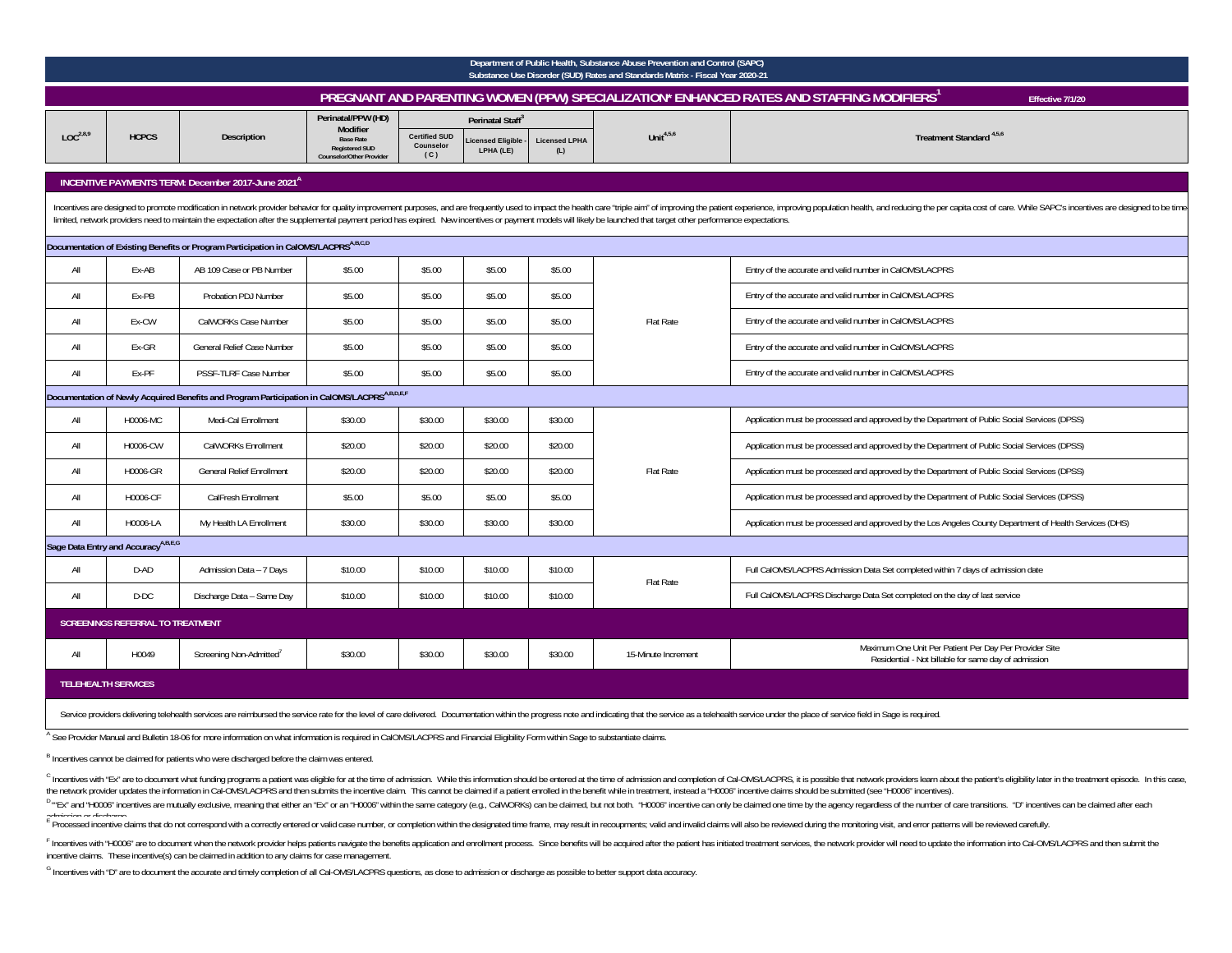Department of Public Health, Substance Abuse Prevention and Control (SAPC)
Substance Use Disorder (SUD) Rates and Standards Matrix - Fiscal Year 2020-21

# PREGNANT AND PARENTING WOMEN (PPW) SPECIALIZATION* ENHANCED RATES AND STAFFING MODIFIERS[1]

Effective 7/1/20

| LOC[2,8,9] | HCPCS | Description | Perinatal/PPW (HD) Modifier Base Rate Registered SUD Counselor/Other Provider | Perinatal Staff[3] | | | Unit[4,5,6] | Treatment Standard[4,5,6] |
|---|---|---|---|---|---|---|---|---|
| | | | | Certified SUD Counselor (C) | Licensed Eligible - LPHA (LE) | Licensed LPHA (L) | | |
| **INCENTIVE PAYMENTS TERM: December 2017-June 2021[A]** | | | | | | | | |
| Incentives are designed to promote modification in network provider behavior for quality improvement purposes, and are frequently used to impact the health care "triple aim" of improving the patient experience, improving population health, and reducing the per capita cost of care. While SAPC's incentives are designed to be time limited, network providers need to maintain the expectation after the supplemental payment period has expired. New incentives or payment models will likely be launched that target other performance expectations. | | | | | | | | |
| **Documentation of Existing Benefits or Program Participation in CalOMS/LACPRS[A,B,C,D]** | | | | | | | | |
| All | Ex-AB | AB 109 Case or PB Number | $5.00 | $5.00 | $5.00 | $5.00 | Flat Rate | Entry of the accurate and valid number in CalOMS/LACPRS |
| All | Ex-PB | Probation PDJ Number | $5.00 | $5.00 | $5.00 | $5.00 | | Entry of the accurate and valid number in CalOMS/LACPRS |
| All | Ex-CW | CalWORKs Case Number | $5.00 | $5.00 | $5.00 | $5.00 | | Entry of the accurate and valid number in CalOMS/LACPRS |
| All | Ex-GR | General Relief Case Number | $5.00 | $5.00 | $5.00 | $5.00 | | Entry of the accurate and valid number in CalOMS/LACPRS |
| All | Ex-PF | PSSF-TLRF Case Number | $5.00 | $5.00 | $5.00 | $5.00 | | Entry of the accurate and valid number in CalOMS/LACPRS |
| **Documentation of Newly Acquired Benefits and Program Participation in CalOMS/LACPRS[A,B,D,E,F]** | | | | | | | | |
| All | H0006-MC | Medi-Cal Enrollment | $30.00 | $30.00 | $30.00 | $30.00 | Flat Rate | Application must be processed and approved by the Department of Public Social Services (DPSS) |
| All | H0006-CW | CalWORKs Enrollment | $20.00 | $20.00 | $20.00 | $20.00 | | Application must be processed and approved by the Department of Public Social Services (DPSS) |
| All | H0006-GR | General Relief Enrollment | $20.00 | $20.00 | $20.00 | $20.00 | | Application must be processed and approved by the Department of Public Social Services (DPSS) |
| All | H0006-CF | CalFresh Enrollment | $5.00 | $5.00 | $5.00 | $5.00 | | Application must be processed and approved by the Department of Public Social Services (DPSS) |
| All | H0006-LA | My Health LA Enrollment | $30.00 | $30.00 | $30.00 | $30.00 | | Application must be processed and approved by the Los Angeles County Department of Health Services (DHS) |
| **Sage Data Entry and Accuracy[A,B,E,G]** | | | | | | | | |
| All | D-AD | Admission Data – 7 Days | $10.00 | $10.00 | $10.00 | $10.00 | Flat Rate | Full CalOMS/LACPRS Admission Data Set completed within 7 days of admission date |
| All | D-DC | Discharge Data – Same Day | $10.00 | $10.00 | $10.00 | $10.00 | | Full CalOMS/LACPRS Discharge Data Set completed on the day of last service |
| **SCREENINGS REFERRAL TO TREATMENT** | | | | | | | | |
| All | H0049 | Screening Non-Admitted[7] | $30.00 | $30.00 | $30.00 | $30.00 | 15-Minute Increment | Maximum One Unit Per Patient Per Day Per Provider Site<br>Residential - Not billable for same day of admission |
| **TELEHEALTH SERVICES** | | | | | | | | |
| Service providers delivering telehealth services are reimbursed the service rate for the level of care delivered. Documentation within the progress note and indicating that the service as a telehealth service under the place of service field in Sage is required. | | | | | | | | |

[A] See Provider Manual and Bulletin 18-06 for more information on what information is required in CalOMS/LACPRS and Financial Eligibility Form within Sage to substantiate claims.

[B] Incentives cannot be claimed for patients who were discharged before the claim was entered.

[C] Incentives with "Ex" are to document what funding programs a patient was eligible for at the time of admission. While this information should be entered at the time of admission and completion of Cal-OMS/LACPRS, it is possible that network providers learn about the patient's eligibility later in the treatment episode. In this case, the network provider updates the information in Cal-OMS/LACPRS and then submits the incentive claim. This cannot be claimed if a patient enrolled in the benefit while in treatment, instead a "H0006" incentive claims should be submitted (see "H0006" incentives).

[D] ""Ex" and "H0006" incentives are mutually exclusive, meaning that either an "Ex" or an "H0006" within the same category (e.g., CalWORKs) can be claimed, but not both. "H0006" incentive can only be claimed one time by the agency regardless of the number of care transitions. "D" incentives can be claimed after each admission or discharge.

[E] Processed incentive claims that do not correspond with a correctly entered or valid case number, or completion within the designated time frame, may result in recoupments; valid and invalid claims will also be reviewed during the monitoring visit, and error patterns will be reviewed carefully.

[F] Incentives with "H0006" are to document when the network provider helps patients navigate the benefits application and enrollment process. Since benefits will be acquired after the patient has initiated treatment services, the network provider will need to update the information into Cal-OMS/LACPRS and then submit the incentive claims. These incentive(s) can be claimed in addition to any claims for case management.

[G] Incentives with "D" are to document the accurate and timely completion of all Cal-OMS/LACPRS questions, as close to admission or discharge as possible to better support data accuracy.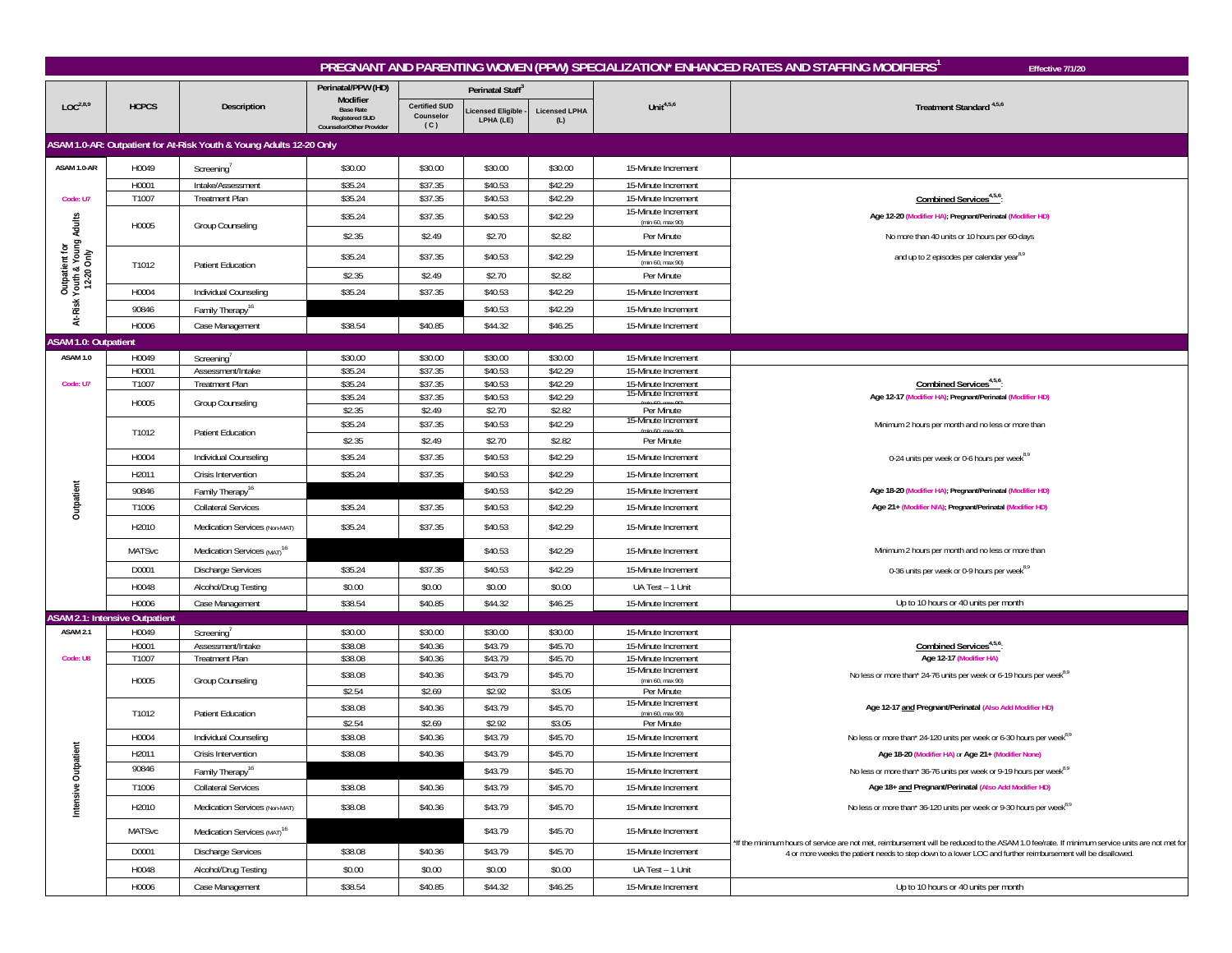# PREGNANT AND PARENTING WOMEN (PPW) SPECIALIZATION* ENHANCED RATES AND STAFFING MODIFIERS[1]

Effective 7/1/20

| LOC[2,8,9] | HCPCS | Description | Perinatal/PPW (HD) Modifier Base Rate Registered SUD Counselor/Other Provider | Perinatal Staff[3] | | | Unit[4,5,6] | Treatment Standard [4,5,6] |
|---|---|---|---|---|---|---|---|---|
| | | | | Certified SUD Counselor (C) | Licensed Eligible - LPHA (LE) | Licensed LPHA (L) | | |
| **ASAM 1.0-AR: Outpatient for At-Risk Youth & Young Adults 12-20 Only** | | | | | | | | |
| ASAM 1.0-AR | H0049 | Screening[7] | $30.00 | $30.00 | $30.00 | $30.00 | 15-Minute Increment | |
| Code: U7 | H0001 | Intake/Assessment | $35.24 | $37.35 | $40.53 | $42.29 | 15-Minute Increment | **Combined Services[4,5,6]:** |
| Outpatient for At-Risk Youth & Young Adults 12-20 Only | T1007 | Treatment Plan | $35.24 | $37.35 | $40.53 | $42.29 | 15-Minute Increment | Age 12-20 (Modifier HA); Pregnant/Perinatal (Modifier HD) |
| | H0005 | Group Counseling | $35.24 | $37.35 | $40.53 | $42.29 | 15-Minute Increment (min 60, max 90) | No more than 40 units or 10 hours per 60-days |
| | | | $2.35 | $2.49 | $2.70 | $2.82 | Per Minute | and up to 2 episodes per calendar year[8,9] |
| | T1012 | Patient Education | $35.24 | $37.35 | $40.53 | $42.29 | 15-Minute Increment (min 60, max 90) | |
| | | | $2.35 | $2.49 | $2.70 | $2.82 | Per Minute | |
| | H0004 | Individual Counseling | $35.24 | $37.35 | $40.53 | $42.29 | 15-Minute Increment | |
| | 90846 | Family Therapy[16] | | | $40.53 | $42.29 | 15-Minute Increment | |
| | H0006 | Case Management | $38.54 | $40.85 | $44.32 | $46.25 | 15-Minute Increment | |
| **ASAM 1.0: Outpatient** | | | | | | | | |
| ASAM 1.0 | H0049 | Screening[7] | $30.00 | $30.00 | $30.00 | $30.00 | 15-Minute Increment | |
| Code: U7 | H0001 | Assessment/Intake | $35.24 | $37.35 | $40.53 | $42.29 | 15-Minute Increment | **Combined Services[4,5,6]:** |
| Outpatient | T1007 | Treatment Plan | $35.24 | $37.35 | $40.53 | $42.29 | 15-Minute Increment | Age 12-17 (Modifier HA); Pregnant/Perinatal (Modifier HD) |
| | H0005 | Group Counseling | $35.24 | $37.35 | $40.53 | $42.29 | 15-Minute Increment (min 60, max 90) | |
| | | | $2.35 | $2.49 | $2.70 | $2.82 | Per Minute | |
| | T1012 | Patient Education | $35.24 | $37.35 | $40.53 | $42.29 | 15-Minute Increment (min 60, max 90) | Minimum 2 hours per month and no less or more than |
| | | | $2.35 | $2.49 | $2.70 | $2.82 | Per Minute | |
| | H0004 | Individual Counseling | $35.24 | $37.35 | $40.53 | $42.29 | 15-Minute Increment | 0-24 units per week or 0-6 hours per week[8,9] |
| | H2011 | Crisis Intervention | $35.24 | $37.35 | $40.53 | $42.29 | 15-Minute Increment | |
| | 90846 | Family Therapy[16] | | | $40.53 | $42.29 | 15-Minute Increment | Age 18-20 (Modifier HA); Pregnant/Perinatal (Modifier HD) |
| | T1006 | Collateral Services | $35.24 | $37.35 | $40.53 | $42.29 | 15-Minute Increment | Age 21+ (Modifier N/A); Pregnant/Perinatal (Modifier HD) |
| | H2010 | Medication Services (Non-MAT) | $35.24 | $37.35 | $40.53 | $42.29 | 15-Minute Increment | |
| | MATSvc | Medication Services (MAT)[16] | | | $40.53 | $42.29 | 15-Minute Increment | Minimum 2 hours per month and no less or more than |
| | D0001 | Discharge Services | $35.24 | $37.35 | $40.53 | $42.29 | 15-Minute Increment | 0-36 units per week or 0-9 hours per week[8,9] |
| | H0048 | Alcohol/Drug Testing | $0.00 | $0.00 | $0.00 | $0.00 | UA Test -- 1 Unit | |
| | H0006 | Case Management | $38.54 | $40.85 | $44.32 | $46.25 | 15-Minute Increment | Up to 10 hours or 40 units per month |
| **ASAM 2.1: Intensive Outpatient** | | | | | | | | |
| ASAM 2.1 | H0049 | Screening[7] | $30.00 | $30.00 | $30.00 | $30.00 | 15-Minute Increment | |
| Code: U8 | H0001 | Assessment/Intake | $38.08 | $40.36 | $43.79 | $45.70 | 15-Minute Increment | **Combined Services[4,5,6]:** |
| Intensive Outpatient | T1007 | Treatment Plan | $38.08 | $40.36 | $43.79 | $45.70 | 15-Minute Increment | Age 12-17 (Modifier HA) |
| | H0005 | Group Counseling | $38.08 | $40.36 | $43.79 | $45.70 | 15-Minute Increment (min 60, max 90) | No less or more than* 24-76 units per week or 6-19 hours per week[8,9] |
| | | | $2.54 | $2.69 | $2.92 | $3.05 | Per Minute | |
| | T1012 | Patient Education | $38.08 | $40.36 | $43.79 | $45.70 | 15-Minute Increment (min 60, max 90) | Age 12-17 and Pregnant/Perinatal (Also Add Modifier HD) |
| | | | $2.54 | $2.69 | $2.92 | $3.05 | Per Minute | |
| | H0004 | Individual Counseling | $38.08 | $40.36 | $43.79 | $45.70 | 15-Minute Increment | No less or more than* 24-120 units per week or 6-30 hours per week[8,9] |
| | H2011 | Crisis Intervention | $38.08 | $40.36 | $43.79 | $45.70 | 15-Minute Increment | Age 18-20 (Modifier HA) or Age 21+ (Modifier None) |
| | 90846 | Family Therapy[16] | | | $43.79 | $45.70 | 15-Minute Increment | No less or more than* 36-76 units per week or 9-19 hours per week[8,9] |
| | T1006 | Collateral Services | $38.08 | $40.36 | $43.79 | $45.70 | 15-Minute Increment | Age 18+ and Pregnant/Perinatal (Also Add Modifier HD) |
| | H2010 | Medication Services (Non-MAT) | $38.08 | $40.36 | $43.79 | $45.70 | 15-Minute Increment | No less or more than* 36-120 units per week or 9-30 hours per week[8,9] |
| | MATSvc | Medication Services (MAT)[16] | | | $43.79 | $45.70 | 15-Minute Increment | *If the minimum hours of service are not met, reimbursement will be reduced to the ASAM 1.0 fee/rate. If minimum service units are not met for 4 or more weeks the patient needs to step down to a lower LOC and further reimbursement will be disallowed. |
| | D0001 | Discharge Services | $38.08 | $40.36 | $43.79 | $45.70 | 15-Minute Increment | |
| | H0048 | Alcohol/Drug Testing | $0.00 | $0.00 | $0.00 | $0.00 | UA Test -- 1 Unit | |
| | H0006 | Case Management | $38.54 | $40.85 | $44.32 | $46.25 | 15-Minute Increment | Up to 10 hours or 40 units per month |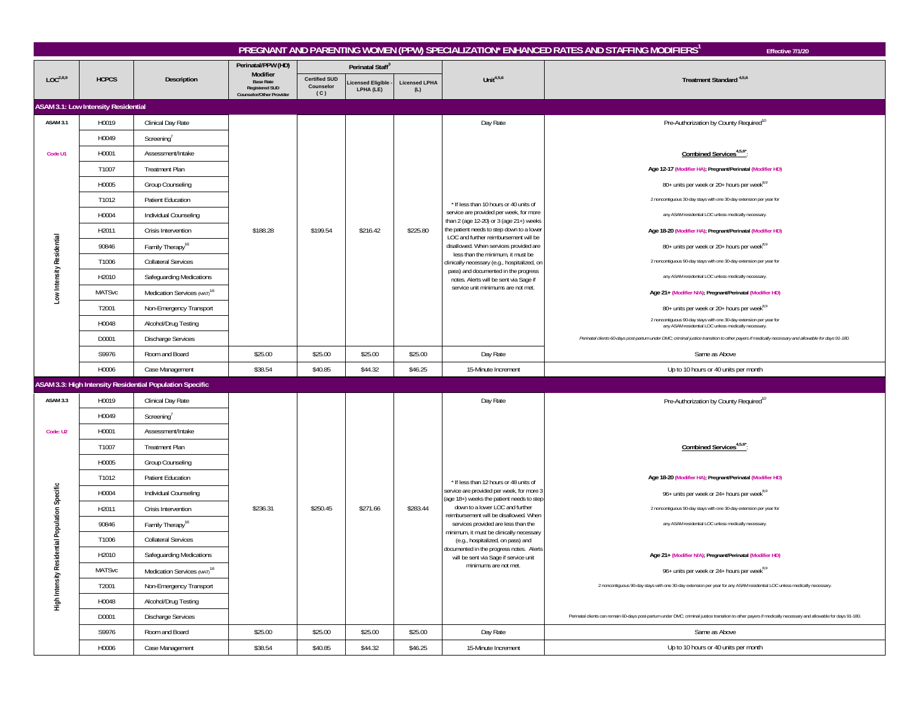# PREGNANT AND PARENTING WOMEN (PPW) SPECIALIZATION* ENHANCED RATES AND STAFFING MODIFIERS[1]

Effective 7/1/20

| LOC[2,8,9] | HCPCS | Description | Perinatal/PPW (HD) Modifier Base Rate Registered SUD Counselor/Other Provider | Perinatal Staff[3] | | | Unit[4,5,6] | Treatment Standard [4,5,6] |
|---|---|---|---|---|---|---|---|---|
| | | | | Certified SUD Counselor (C) | Licensed Eligible - LPHA (LE) | Licensed LPHA (L) | | |
| **ASAM 3.1: Low Intensity Residential** | | | | | | | | |
| ASAM 3.1 | H0019 | Clinical Day Rate | $188.28 | $199.54 | $216.42 | $225.80 | Day Rate | Pre-Authorization by County Required[10] |
| Code U1 | H0049 | Screening[7] | | | | | * If less than 10 hours or 40 units of service are provided per week, for more than 2 (age 12-20) or 3 (age 21+) weeks the patient needs to step down to a lower LOC and further reimbursement will be disallowed. When services provided are less than the minimum, it must be clinically necessary (e.g., hospitalized, on pass) and documented in the progress notes. Alerts will be sent via Sage if service unit minimums are not met. | **Combined Services[4,5,6*]:** Age 12-17 (Modifier HA); Pregnant/Perinatal (Modifier HD) 80+ units per week or 20+ hours per week[8,9] 2 noncontiguous 30-day stays with one 30-day extension per year for any ASAM residential LOC unless medically necessary. Age 18-20 (Modifier HA); Pregnant/Perinatal (Modifier HD) 80+ units per week or 20+ hours per week[8,9] 2 noncontiguous 90-day stays with one 30-day extension per year for any ASAM residential LOC unless medically necessary. Age 21+ (Modifier N/A); Pregnant/Perinatal (Modifier HD) 80+ units per week or 20+ hours per week[8,9] 2 noncontiguous 90-day stays with one 30-day extension per year for any ASAM residential LOC unless medically necessary. *Perinatal clients 60-days post-partum under DMC; criminal justice transition to other payers if medically necessary and allowable for days 91-180.* |
| Low Intensity Residential | H0001 | Assessment/Intake | | | | | | |
| | T1007 | Treatment Plan | | | | | | |
| | H0005 | Group Counseling | | | | | | |
| | T1012 | Patient Education | | | | | | |
| | H0004 | Individual Counseling | | | | | | |
| | H2011 | Crisis Intervention | | | | | | |
| | 90846 | Family Therapy[16] | | | | | | |
| | T1006 | Collateral Services | | | | | | |
| | H2010 | Safeguarding Medications | | | | | | |
| | MATSvc | Medication Services (MAT)[16] | | | | | | |
| | T2001 | Non-Emergency Transport | | | | | | |
| | H0048 | Alcohol/Drug Testing | | | | | | |
| | D0001 | Discharge Services | | | | | | |
| | S9976 | Room and Board | $25.00 | $25.00 | $25.00 | $25.00 | Day Rate | Same as Above |
| | H0006 | Case Management | $38.54 | $40.85 | $44.32 | $46.25 | 15-Minute Increment | Up to 10 hours or 40 units per month |
| **ASAM 3.3: High Intensity Residential Population Specific** | | | | | | | | |
| ASAM 3.3 | H0019 | Clinical Day Rate | $236.31 | $250.45 | $271.66 | $283.44 | Day Rate | Pre-Authorization by County Required[10] |
| Code: U2 | H0049 | Screening[7] | | | | | * If less than 12 hours or 48 units of service are provided per week, for more 3 (age 18+) weeks the patient needs to step down to a lower LOC and further reimbursement will be disallowed. When services provided are less than the minimum, it must be clinically necessary (e.g., hospitalized, on pass) and documented in the progress notes. Alerts will be sent via Sage if service unit minimums are not met. | **Combined Services[4,5,6*]:** Age 18-20 (Modifier HA); Pregnant/Perinatal (Modifier HD) 96+ units per week or 24+ hours per week[8,9] 2 noncontiguous 90-day stays with one 30-day extension per year for any ASAM residential LOC unless medically necessary. Age 21+ (Modifier N/A); Pregnant/Perinatal (Modifier HD) 96+ units per week or 24+ hours per week[8,9] 2 noncontiguous 90-day stays with one 30-day extension per year for any ASAM residential LOC unless medically necessary. Perinatal clients can remain 60-days post-partum under DMC; criminal justice transition to other payers if medically necessary and allowable for days 91-180. |
| High Intensity Residential Population Specific | H0001 | Assessment/Intake | | | | | | |
| | T1007 | Treatment Plan | | | | | | |
| | H0005 | Group Counseling | | | | | | |
| | T1012 | Patient Education | | | | | | |
| | H0004 | Individual Counseling | | | | | | |
| | H2011 | Crisis Intervention | | | | | | |
| | 90846 | Family Therapy[16] | | | | | | |
| | T1006 | Collateral Services | | | | | | |
| | H2010 | Safeguarding Medications | | | | | | |
| | MATSvc | Medication Services (MAT)[16] | | | | | | |
| | T2001 | Non-Emergency Transport | | | | | | |
| | H0048 | Alcohol/Drug Testing | | | | | | |
| | D0001 | Discharge Services | | | | | | |
| | S9976 | Room and Board | $25.00 | $25.00 | $25.00 | $25.00 | Day Rate | Same as Above |
| | H0006 | Case Management | $38.54 | $40.85 | $44.32 | $46.25 | 15-Minute Increment | Up to 10 hours or 40 units per month |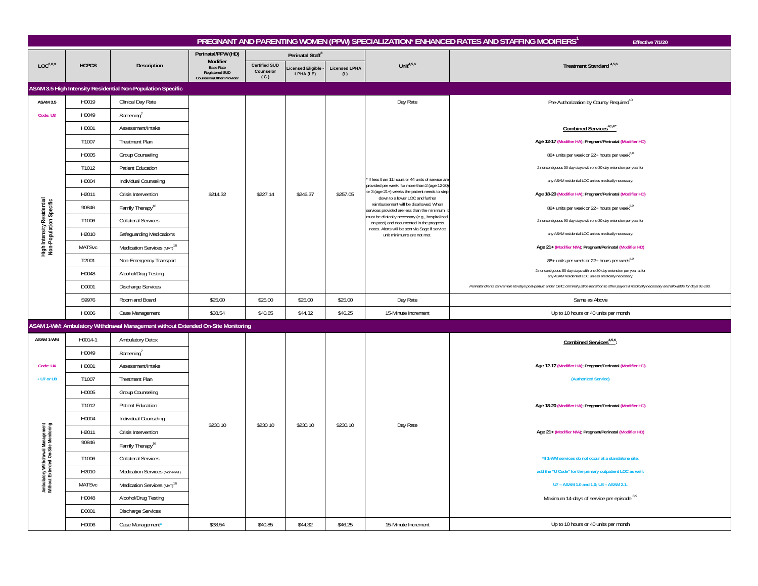# PREGNANT AND PARENTING WOMEN (PPW) SPECIALIZATION* ENHANCED RATES AND STAFFING MODIFIERS[1]

Effective 7/1/20

| LOC[2,8,9] | HCPCS | Description | Perinatal/PPW (HD) Modifier Base Rate Registered SUD Counselor/Other Provider | Perinatal Staff[3] | | | Unit[4,5,6] | Treatment Standard [4,5,6] |
|---|---|---|---|---|---|---|---|---|
| | | | | Certified SUD Counselor (C) | Licensed Eligible - LPHA (LE) | Licensed LPHA (L) | | |
| **ASAM 3.5 High Intensity Residential Non-Population Specific** | | | | | | | | |
| ASAM 3.5 | H0019 | Clinical Day Rate | $214.32 | $227.14 | $246.37 | $257.05 | Day Rate | Pre-Authorization by County Required[10] |
| Code: U3 | H0049 | Screening[7] | | | | | * If less than 11 hours or 44 units of service are provided per week, for more than 2 (age 12-20) or 3 (age 21+) weeks the patient needs to step down to a lower LOC and further reimbursement will be disallowed. When services provided are less than the minimum, it must be clinically necessary (e.g., hospitalized, on pass) and documented in the progress notes. Alerts will be sent via Sage if service unit minimums are not met. | **Combined Services[4,5,6*]:** |
| High Intensity Residential Non-Population Specific | H0001 | Assessment/Intake | | | | | | **Age 12-17 (Modifier HA); Pregnant/Perinatal (Modifier HD)** |
| | T1007 | Treatment Plan | | | | | | 88+ units per week or 22+ hours per week[8,9] |
| | H0005 | Group Counseling | | | | | | 2 noncontiguous 30-day stays with one 30-day extension per year for any ASAM residential LOC unless medically necessary. |
| | T1012 | Patient Education | | | | | | **Age 18-20 (Modifier HA); Pregnant/Perinatal (Modifier HD)** |
| | H0004 | Individual Counseling | | | | | | 88+ units per week or 22+ hours per week[8,9] |
| | H2011 | Crisis Intervention | | | | | | 2 noncontiguous 90-day stays with one 30-day extension per year for any ASAM residential LOC unless medically necessary. |
| | 90846 | Family Therapy[16] | | | | | | **Age 21+ (Modifier N/A); Pregnant/Perinatal (Modifier HD)** |
| | T1006 | Collateral Services | | | | | | 88+ units per week or 22+ hours per week[8,9] |
| | H2010 | Safeguarding Medications | | | | | | 2 noncontiguous 90-day stays with one 30-day extension per year at for any ASAM residential LOC unless medically necessary. |
| | MATSvc | Medication Services (MAT)[16] | | | | | | *Perinatal clients can remain 60-days post-partum under DMC; criminal justice transition to other payers if medically necessary and allowable for days 91-180.* |
| | T2001 | Non-Emergency Transport | | | | | | |
| | H0048 | Alcohol/Drug Testing | | | | | | |
| | D0001 | Discharge Services | | | | | | |
| | S9976 | Room and Board | $25.00 | $25.00 | $25.00 | $25.00 | Day Rate | Same as Above |
| | H0006 | Case Management | $38.54 | $40.85 | $44.32 | $46.25 | 15-Minute Increment | Up to 10 hours or 40 units per month |
| **ASAM 1-WM: Ambulatory Withdrawal Management without Extended On-Site Monitoring** | | | | | | | | |
| ASAM 1-WM | H0014-1 | Ambulatory Detox | $230.10 | $230.10 | $230.10 | $230.10 | Day Rate | **Combined Services[4,5,6]:** |
| Code: U4 + U7 or U8 | H0049 | Screening[7] | | | | | | **Age 12-17 (Modifier HA); Pregnant/Perinatal (Modifier HD)** |
| Ambulatory Withdrawal Management Without Extended On-Site Monitoring | H0001 | Assessment/Intake | | | | | | **(Authorized Service)** |
| | T1007 | Treatment Plan | | | | | | **Age 18-20 (Modifier HA); Pregnant/Perinatal (Modifier HD)** |
| | H0005 | Group Counseling | | | | | | **Age 21+ (Modifier N/A); Pregnant/Perinatal (Modifier HD)** |
| | T1012 | Patient Education | | | | | | ***If 1-WM services do not occur at a standalone site, add the "U Code" for the primary outpatient LOC as well: U7 – ASAM 1.0 and 1.0; U8 – ASAM 2.1.** |
| | H0004 | Individual Counseling | | | | | | Maximum 14-days of service per episode.[8,9] |
| | H2011 | Crisis Intervention | | | | | | |
| | 90846 | Family Therapy[16] | | | | | | |
| | T1006 | Collateral Services | | | | | | |
| | H2010 | Medication Services (Non-MAT) | | | | | | |
| | MATSvc | Medication Services (MAT)[16] | | | | | | |
| | H0048 | Alcohol/Drug Testing | | | | | | |
| | D0001 | Discharge Services | | | | | | |
| | H0006 | Case Management* | $38.54 | $40.85 | $44.32 | $46.25 | 15-Minute Increment | Up to 10 hours or 40 units per month |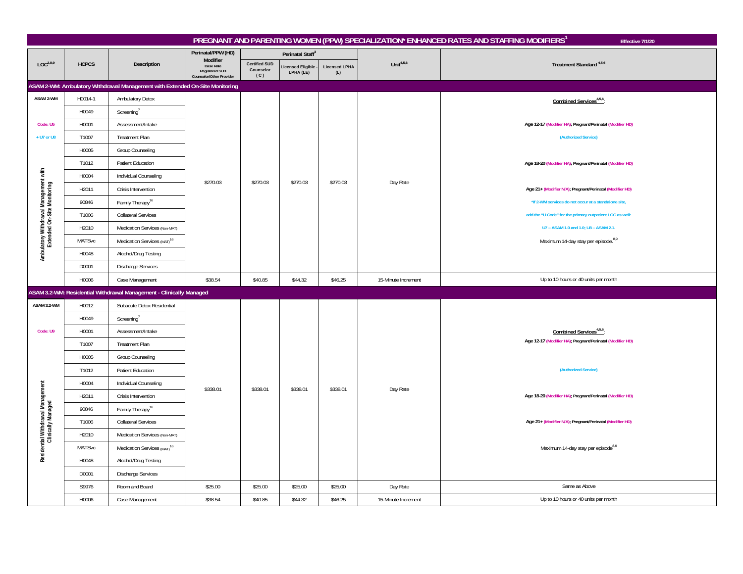# PREGNANT AND PARENTING WOMEN (PPW) SPECIALIZATION* ENHANCED RATES AND STAFFING MODIFIERS[1]

Effective 7/1/20

| LOC[2,8,9] | HCPCS | Description | Perinatal/PPW (HD) Modifier Base Rate Registered SUD Counselor/Other Provider | Perinatal Staff[3] Certified SUD Counselor (C) | Licensed Eligible - LPHA (LE) | Licensed LPHA (L) | Unit[4,5,6] | Treatment Standard[4,5,6] |
|---|---|---|---|---|---|---|---|---|
| **ASAM 2-WM: Ambulatory Withdrawal Management with Extended On-Site Monitoring** | | | | | | | | |
| ASAM 2-WM | H0014-1 | Ambulatory Detox | $270.03 | $270.03 | $270.03 | $270.03 | Day Rate | **Combined Services[4,5,6]:** |
| | H0049 | Screening[7] | | | | | | |
| Code: U5 | H0001 | Assessment/Intake | | | | | | Age 12-17 (Modifier HA); Pregnant/Perinatal (Modifier HD) |
| + U7 or U8 | T1007 | Treatment Plan | | | | | | (Authorized Service) |
| Ambulatory Withdrawal Management with Extended On-Site Monitoring | H0005 | Group Counseling | | | | | | |
| | T1012 | Patient Education | | | | | | Age 18-20 (Modifier HA); Pregnant/Perinatal (Modifier HD) |
| | H0004 | Individual Counseling | | | | | | |
| | H2011 | Crisis Intervention | | | | | | Age 21+ (Modifier N/A); Pregnant/Perinatal (Modifier HD) |
| | 90846 | Family Therapy[16] | | | | | | *If 2-WM services do not occur at a standalone site, |
| | T1006 | Collateral Services | | | | | | add the "U Code" for the primary outpatient LOC as well: |
| | H2010 | Medication Services (Non-MAT) | | | | | | U7 – ASAM 1.0 and 1.0; U8 – ASAM 2.1. |
| | MATSvc | Medication Services (MAT)[16] | | | | | | Maximum 14-day stay per episode.[8,9] |
| | H0048 | Alcohol/Drug Testing | | | | | | |
| | D0001 | Discharge Services | | | | | | |
| | H0006 | Case Management | $38.54 | $40.85 | $44.32 | $46.25 | 15-Minute Increment | Up to 10 hours or 40 units per month |
| **ASAM 3.2-WM: Residential Withdrawal Management - Clinically Managed** | | | | | | | | |
| ASAM 3.2-WM | H0012 | Subacute Detox Residential | $338.01 | $338.01 | $338.01 | $338.01 | Day Rate | |
| | H0049 | Screening[7] | | | | | | |
| Code: U9 | H0001 | Assessment/Intake | | | | | | **Combined Services[4,5,6]:** |
| Residential Withdrawal Management Clinically Managed | T1007 | Treatment Plan | | | | | | Age 12-17 (Modifier HA); Pregnant/Perinatal (Modifier HD) |
| | H0005 | Group Counseling | | | | | | |
| | T1012 | Patient Education | | | | | | (Authorized Service) |
| | H0004 | Individual Counseling | | | | | | |
| | H2011 | Crisis Intervention | | | | | | Age 18-20 (Modifier HA); Pregnant/Perinatal (Modifier HD) |
| | 90846 | Family Therapy[16] | | | | | | |
| | T1006 | Collateral Services | | | | | | Age 21+ (Modifier N/A); Pregnant/Perinatal (Modifier HD) |
| | H2010 | Medication Services (Non-MAT) | | | | | | |
| | MATSvc | Medication Services (MAT)[16] | | | | | | Maximum 14-day stay per episode[8,9] |
| | H0048 | Alcohol/Drug Testing | | | | | | |
| | D0001 | Discharge Services | | | | | | |
| | S9976 | Room and Board | $25.00 | $25.00 | $25.00 | $25.00 | Day Rate | Same as Above |
| | H0006 | Case Management | $38.54 | $40.85 | $44.32 | $46.25 | 15-Minute Increment | Up to 10 hours or 40 units per month |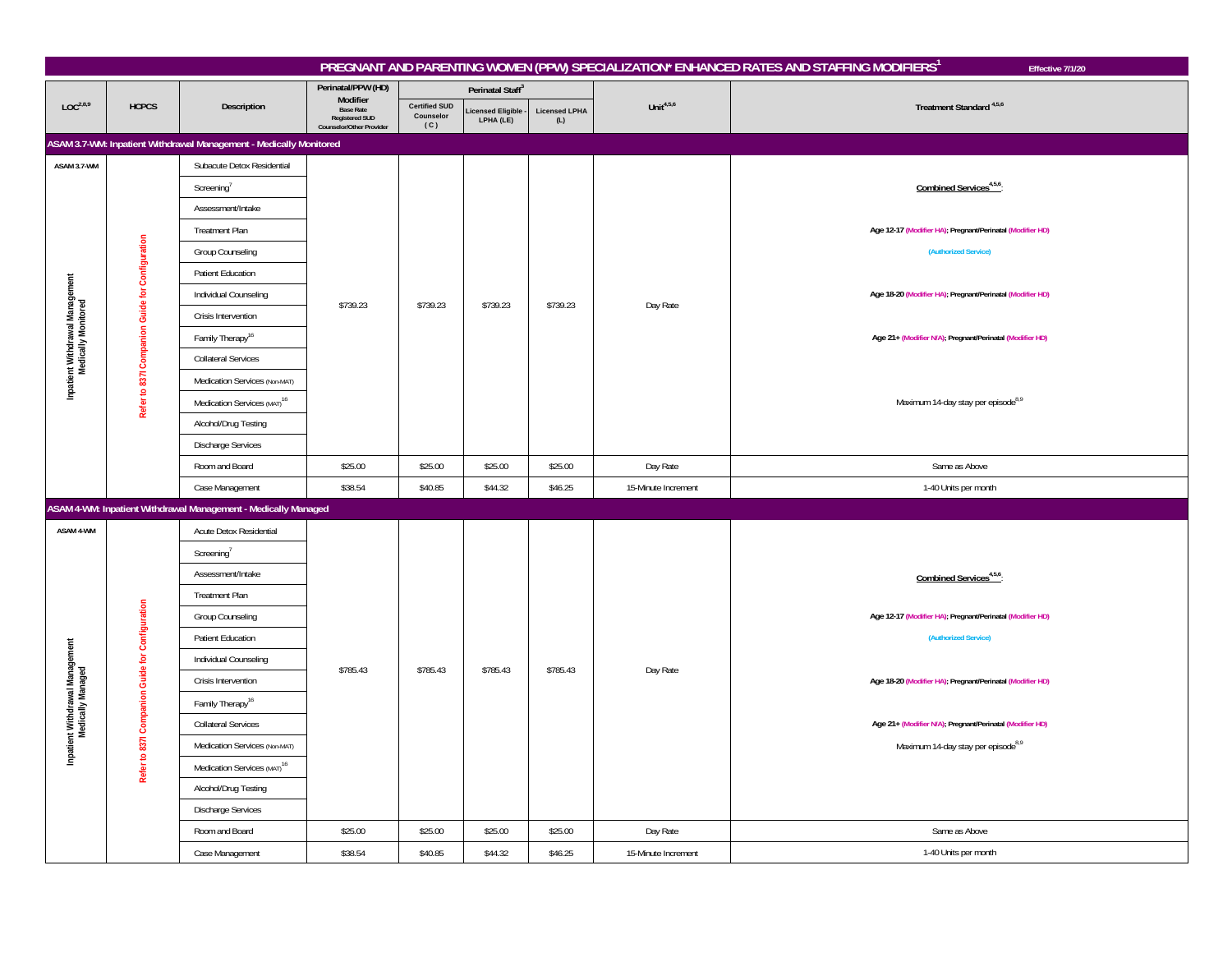# PREGNANT AND PARENTING WOMEN (PPW) SPECIALIZATION* ENHANCED RATES AND STAFFING MODIFIERS[1]

Effective 7/1/20

| LOC[2,8,9] | HCPCS | Description | Perinatal/PPW (HD) Modifier Base Rate Registered SUD Counselor/Other Provider | Perinatal Staff[3] Certified SUD Counselor (C) | Licensed Eligible - LPHA (LE) | Licensed LPHA (L) | Unit[4,5,6] | Treatment Standard[4,5,6] |
|---|---|---|---|---|---|---|---|---|
| **ASAM 3.7-WM: Inpatient Withdrawal Management - Medically Monitored** | | | | | | | | |
| ASAM 3.7-WM<br>Inpatient Withdrawal Management Medically Monitored | Refer to 837I Companion Guide for Configuration | Subacute Detox Residential<br>Screening[7]<br>Assessment/Intake<br>Treatment Plan<br>Group Counseling<br>Patient Education<br>Individual Counseling<br>Crisis Intervention<br>Family Therapy[16]<br>Collateral Services<br>Medication Services (Non-MAT)<br>Medication Services (MAT)[16]<br>Alcohol/Drug Testing<br>Discharge Services | $739.23 | $739.23 | $739.23 | $739.23 | Day Rate | **Combined Services[4,5,6]:**<br>Age 12-17 (Modifier HA); Pregnant/Perinatal (Modifier HD)<br>(Authorized Service)<br>Age 18-20 (Modifier HA); Pregnant/Perinatal (Modifier HD)<br>Age 21+ (Modifier N/A); Pregnant/Perinatal (Modifier HD)<br>Maximum 14-day stay per episode[8,9] |
| | | Room and Board | $25.00 | $25.00 | $25.00 | $25.00 | Day Rate | Same as Above |
| | | Case Management | $38.54 | $40.85 | $44.32 | $46.25 | 15-Minute Increment | 1-40 Units per month |
| **ASAM 4-WM: Inpatient Withdrawal Management - Medically Managed** | | | | | | | | |
| ASAM 4-WM<br>Inpatient Withdrawal Management Medically Managed | Refer to 837I Companion Guide for Configuration | Acute Detox Residential<br>Screening[7]<br>Assessment/Intake<br>Treatment Plan<br>Group Counseling<br>Patient Education<br>Individual Counseling<br>Crisis Intervention<br>Family Therapy[16]<br>Collateral Services<br>Medication Services (Non-MAT)<br>Medication Services (MAT)[16]<br>Alcohol/Drug Testing<br>Discharge Services | $785.43 | $785.43 | $785.43 | $785.43 | Day Rate | **Combined Services[4,5,6]:**<br>Age 12-17 (Modifier HA); Pregnant/Perinatal (Modifier HD)<br>(Authorized Service)<br>Age 18-20 (Modifier HA); Pregnant/Perinatal (Modifier HD)<br>Age 21+ (Modifier N/A); Pregnant/Perinatal (Modifier HD)<br>Maximum 14-day stay per episode[8,9] |
| | | Room and Board | $25.00 | $25.00 | $25.00 | $25.00 | Day Rate | Same as Above |
| | | Case Management | $38.54 | $40.85 | $44.32 | $46.25 | 15-Minute Increment | 1-40 Units per month |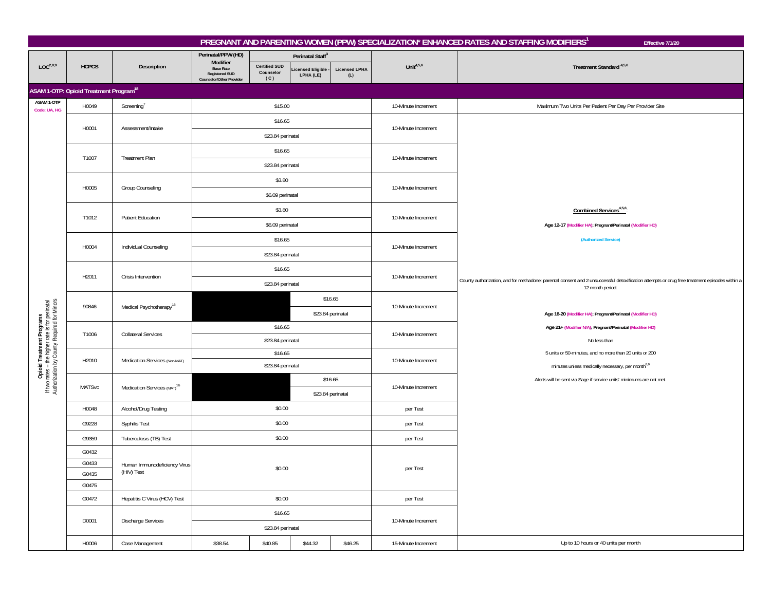## PREGNANT AND PARENTING WOMEN (PPW) SPECIALIZATION* ENHANCED RATES AND STAFFING MODIFIERS[1]

Effective 7/1/20

| LOC[2,8,9] | HCPCS | Description | Perinatal/PPW (HD) Modifier Base Rate Registered SUD Counselor/Other Provider | Perinatal Staff[3] Certified SUD Counselor (C) | Licensed Eligible - LPHA (LE) | Licensed LPHA (L) | Unit[4,5,6] | Treatment Standard[4,5,6] |
|---|---|---|---|---|---|---|---|---|
| **ASAM 1-OTP: Opioid Treatment Program[18]** | | | | | | | | |
| ASAM 1-OTP Code: UA, HG | H0049 | Screening[7] | $15.00 | | | | 10-Minute Increment | Maximum Two Units Per Patient Per Day Per Provider Site |
| Opioid Treatment Programs If two rates – the higher rate is for perinatal Authorization by County Required for Minors | H0001 | Assessment/Intake | $16.65 / $23.84 perinatal | | | | 10-Minute Increment | **Combined Services[4,5,6]:** **Age 12-17 (Modifier HA); Pregnant/Perinatal (Modifier HD)** (Authorized Service) County authorization, and for methadone: parental consent and 2 unsuccessful detoxification attempts or drug free treatment episodes within a 12 month period. **Age 18-20 (Modifier HA); Pregnant/Perinatal (Modifier HD)** **Age 21+ (Modifier N/A); Pregnant/Perinatal (Modifier HD)** No less than 5 units or 50-minutes, and no more than 20 units or 200 minutes unless medically necessary, per month[8,9] Alerts will be sent via Sage if service units' minimums are not met. |
| | T1007 | Treatment Plan | $16.65 / $23.84 perinatal | | | | 10-Minute Increment | |
| | H0005 | Group Counseling | $3.80 / $6.09 perinatal | | | | 10-Minute Increment | |
| | T1012 | Patient Education | $3.80 / $6.09 perinatal | | | | 10-Minute Increment | |
| | H0004 | Individual Counseling | $16.65 / $23.84 perinatal | | | | 10-Minute Increment | |
| | H2011 | Crisis Intervention | $16.65 / $23.84 perinatal | | | | 10-Minute Increment | |
| | 90846 | Medical Psychotherapy[16] | ■ | ■ | $16.65 / $23.84 perinatal | | 10-Minute Increment | |
| | T1006 | Collateral Services | $16.65 / $23.84 perinatal | | | | 10-Minute Increment | |
| | H2010 | Medication Services (Non-MAT) | $16.65 / $23.84 perinatal | | | | 10-Minute Increment | |
| | MATSvc | Medication Services (MAT)[16] | ■ | ■ | $16.65 / $23.84 perinatal | | 10-Minute Increment | |
| | H0048 | Alcohol/Drug Testing | $0.00 | | | | per Test | |
| | G9228 | Syphilis Test | $0.00 | | | | per Test | |
| | G9359 | Tuberculosis (TB) Test | $0.00 | | | | per Test | |
| | G0432, G0433, G0435, G0475 | Human Immunodeficiency Virus (HIV) Test | $0.00 | | | | per Test | |
| | G0472 | Hepatitis C Virus (HCV) Test | $0.00 | | | | per Test | |
| | D0001 | Discharge Services | $16.65 / $23.84 perinatal | | | | 10-Minute Increment | |
| | H0006 | Case Management | $38.54 | $40.85 | $44.32 | $46.25 | 15-Minute Increment | Up to 10 hours or 40 units per month |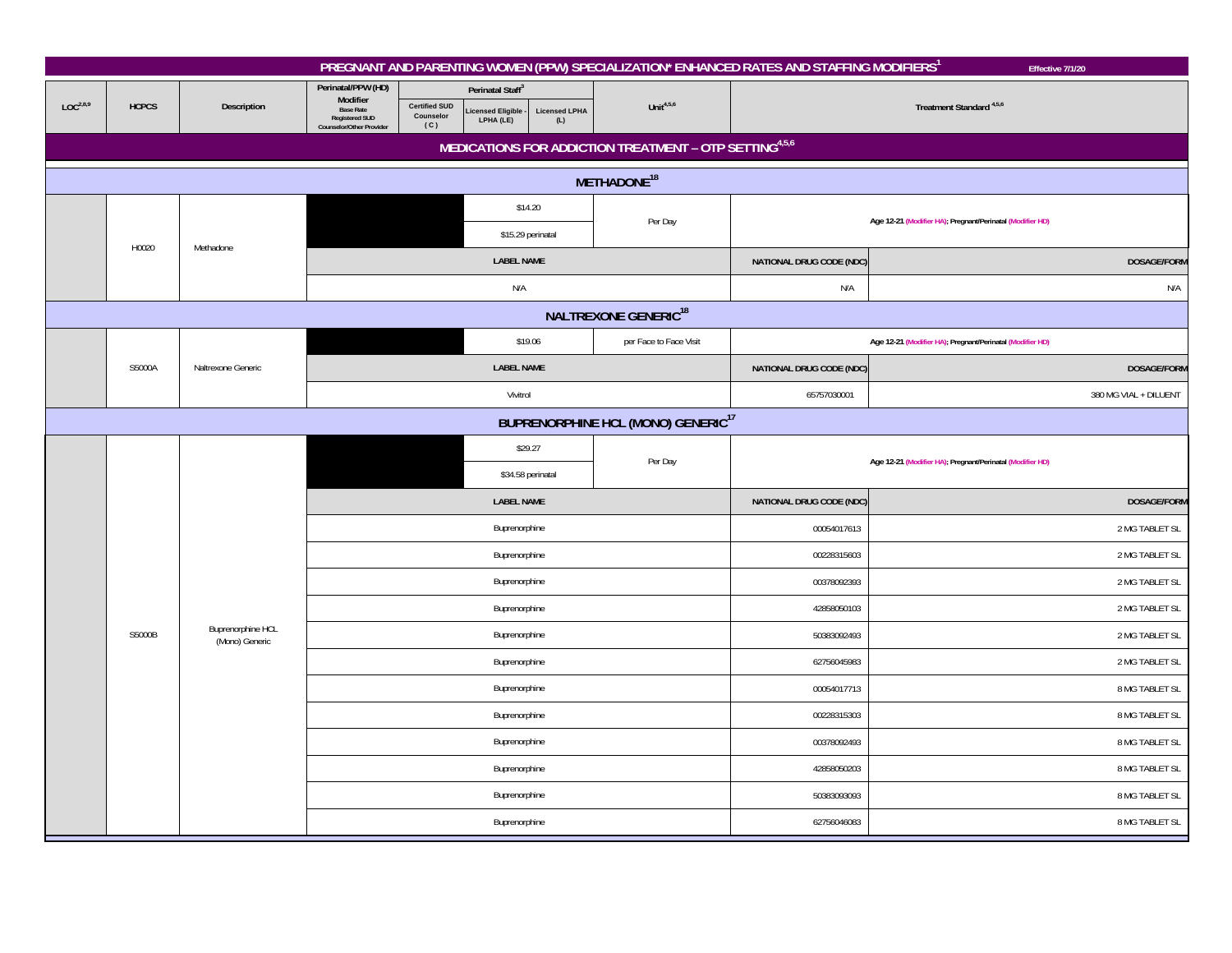# PREGNANT AND PARENTING WOMEN (PPW) SPECIALIZATION* ENHANCED RATES AND STAFFING MODIFIERS[1]

Effective 7/1/20

| LOC[2,8,9] | HCPCS | Description | Perinatal/PPW (HD) Modifier Base Rate Registered SUD Counselor/Other Provider | Perinatal Staff[3] Certified SUD Counselor (C) | Licensed Eligible - LPHA (LE) | Licensed LPHA (L) | Unit[4,5,6] | Treatment Standard[4,5,6] | |
|---|---|---|---|---|---|---|---|---|---|
| **MEDICATIONS FOR ADDICTION TREATMENT – OTP SETTING[4,5,6]** | | | | | | | | | |
| **METHADONE[18]** | | | | | | | | | |
| | H0020 | Methadone | | | $14.20 | | Per Day | Age 12-21 (Modifier HA); Pregnant/Perinatal (Modifier HD) | |
| | | | | | $15.29 perinatal | | | | |
| | | | LABEL NAME | | | | | NATIONAL DRUG CODE (NDC) | DOSAGE/FORM |
| | | | N/A | | | | | N/A | N/A |
| **NALTREXONE GENERIC[18]** | | | | | | | | | |
| | S5000A | Naltrexone Generic | | | $19.06 | | per Face to Face Visit | Age 12-21 (Modifier HA); Pregnant/Perinatal (Modifier HD) | |
| | | | LABEL NAME | | | | | NATIONAL DRUG CODE (NDC) | DOSAGE/FORM |
| | | | Vivitrol | | | | | 65757030001 | 380 MG VIAL + DILUENT |
| **BUPRENORPHINE HCL (MONO) GENERIC[17]** | | | | | | | | | |
| | S5000B | Buprenorphine HCL (Mono) Generic | | | $29.27 | | Per Day | Age 12-21 (Modifier HA); Pregnant/Perinatal (Modifier HD) | |
| | | | | | $34.58 perinatal | | | | |
| | | | LABEL NAME | | | | | NATIONAL DRUG CODE (NDC) | DOSAGE/FORM |
| | | | Buprenorphine | | | | | 00054017613 | 2 MG TABLET SL |
| | | | Buprenorphine | | | | | 00228315603 | 2 MG TABLET SL |
| | | | Buprenorphine | | | | | 00378092393 | 2 MG TABLET SL |
| | | | Buprenorphine | | | | | 42858050103 | 2 MG TABLET SL |
| | | | Buprenorphine | | | | | 50383092493 | 2 MG TABLET SL |
| | | | Buprenorphine | | | | | 62756045983 | 2 MG TABLET SL |
| | | | Buprenorphine | | | | | 00054017713 | 8 MG TABLET SL |
| | | | Buprenorphine | | | | | 00228315303 | 8 MG TABLET SL |
| | | | Buprenorphine | | | | | 00378092493 | 8 MG TABLET SL |
| | | | Buprenorphine | | | | | 42858050203 | 8 MG TABLET SL |
| | | | Buprenorphine | | | | | 50383093093 | 8 MG TABLET SL |
| | | | Buprenorphine | | | | | 62756046083 | 8 MG TABLET SL |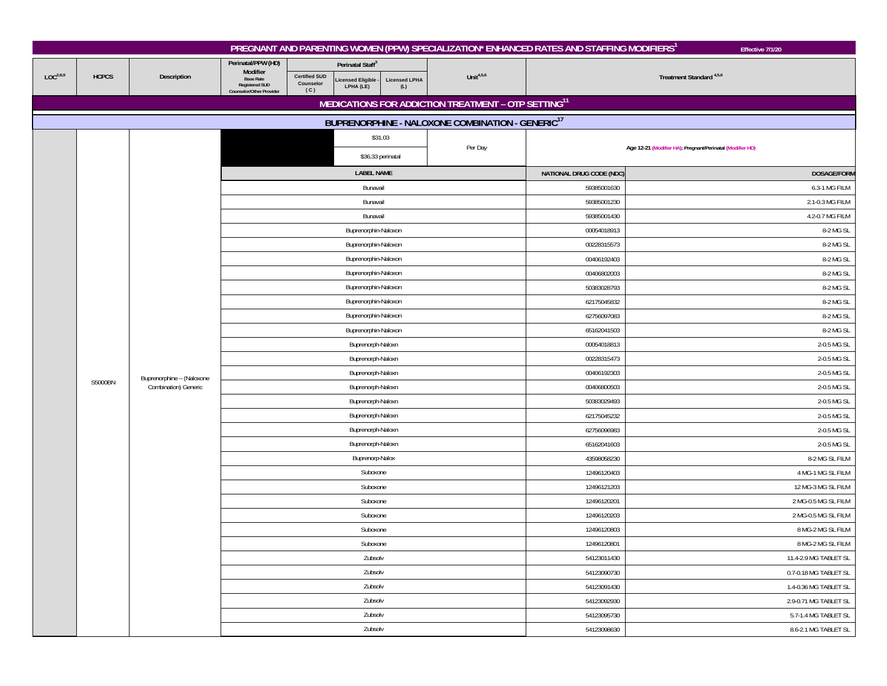# PREGNANT AND PARENTING WOMEN (PPW) SPECIALIZATION* ENHANCED RATES AND STAFFING MODIFIERS[1]

Effective 7/1/20

| LOC[2,8,9] | HCPCS | Description | Perinatal/PPW (HD) Modifier Base Rate Registered SUD Counselor/Other Provider | Perinatal Staff[3] | | | Unit[4,5,6] | Treatment Standard [4,5,6] | |
|---|---|---|---|---|---|---|---|---|---|
| | | | | Certified SUD Counselor (C) | Licensed Eligible - LPHA (LE) | Licensed LPHA (L) | | | |
| **MEDICATIONS FOR ADDICTION TREATMENT – OTP SETTING[11]** | | | | | | | | | |
| **BUPRENORPHINE - NALOXONE COMBINATION - GENERIC[17]** | | | | | | | | | |
| | S5000BN | Buprenorphine – (Naloxone Combination) Generic | | | $31.03 / $36.33 perinatal | | Per Day | Age 12-21 (Modifier HA); Pregnant/Perinatal (Modifier HD) | |
| | | | **LABEL NAME** | | | | | **NATIONAL DRUG CODE (NDC)** | **DOSAGE/FORM** |
| | | | Bunavail | | | | | 59385001630 | 6.3-1 MG FILM |
| | | | Bunavail | | | | | 59385001230 | 2.1-0.3 MG FILM |
| | | | Bunavail | | | | | 59385001430 | 4.2-0.7 MG FILM |
| | | | Buprenorphin-Naloxon | | | | | 00054018913 | 8-2 MG SL |
| | | | Buprenorphin-Naloxon | | | | | 00228315573 | 8-2 MG SL |
| | | | Buprenorphin-Naloxon | | | | | 00406192403 | 8-2 MG SL |
| | | | Buprenorphin-Naloxon | | | | | 00406802003 | 8-2 MG SL |
| | | | Buprenorphin-Naloxon | | | | | 50383028793 | 8-2 MG SL |
| | | | Buprenorphin-Naloxon | | | | | 62175045832 | 8-2 MG SL |
| | | | Buprenorphin-Naloxon | | | | | 62756097083 | 8-2 MG SL |
| | | | Buprenorphin-Naloxon | | | | | 65162041503 | 8-2 MG SL |
| | | | Buprenorph-Naloxn | | | | | 00054018813 | 2-0.5 MG SL |
| | | | Buprenorph-Naloxn | | | | | 00228315473 | 2-0.5 MG SL |
| | | | Buprenorph-Naloxn | | | | | 00406192303 | 2-0.5 MG SL |
| | | | Buprenorph-Naloxn | | | | | 00406800503 | 2-0.5 MG SL |
| | | | Buprenorph-Naloxn | | | | | 50383029493 | 2-0.5 MG SL |
| | | | Buprenorph-Naloxn | | | | | 62175045232 | 2-0.5 MG SL |
| | | | Buprenorph-Naloxn | | | | | 62756096983 | 2-0.5 MG SL |
| | | | Buprenorph-Naloxn | | | | | 65162041603 | 2-0.5 MG SL |
| | | | Buprenorp-Nalox | | | | | 43598058230 | 8-2 MG SL FILM |
| | | | Suboxone | | | | | 12496120403 | 4 MG-1 MG SL FILM |
| | | | Suboxone | | | | | 12496121203 | 12 MG-3 MG SL FILM |
| | | | Suboxone | | | | | 12496120201 | 2 MG-0.5 MG SL FILM |
| | | | Suboxone | | | | | 12496120203 | 2 MG-0.5 MG SL FILM |
| | | | Suboxone | | | | | 12496120803 | 8 MG-2 MG SL FILM |
| | | | Suboxone | | | | | 12496120801 | 8 MG-2 MG SL FILM |
| | | | Zubsolv | | | | | 54123011430 | 11.4-2.9 MG TABLET SL |
| | | | Zubsolv | | | | | 54123090730 | 0.7-0.18 MG TABLET SL |
| | | | Zubsolv | | | | | 54123091430 | 1.4-0.36 MG TABLET SL |
| | | | Zubsolv | | | | | 54123092930 | 2.9-0.71 MG TABLET SL |
| | | | Zubsolv | | | | | 54123095730 | 5.7-1.4 MG TABLET SL |
| | | | Zubsolv | | | | | 54123098630 | 8.6-2.1 MG TABLET SL |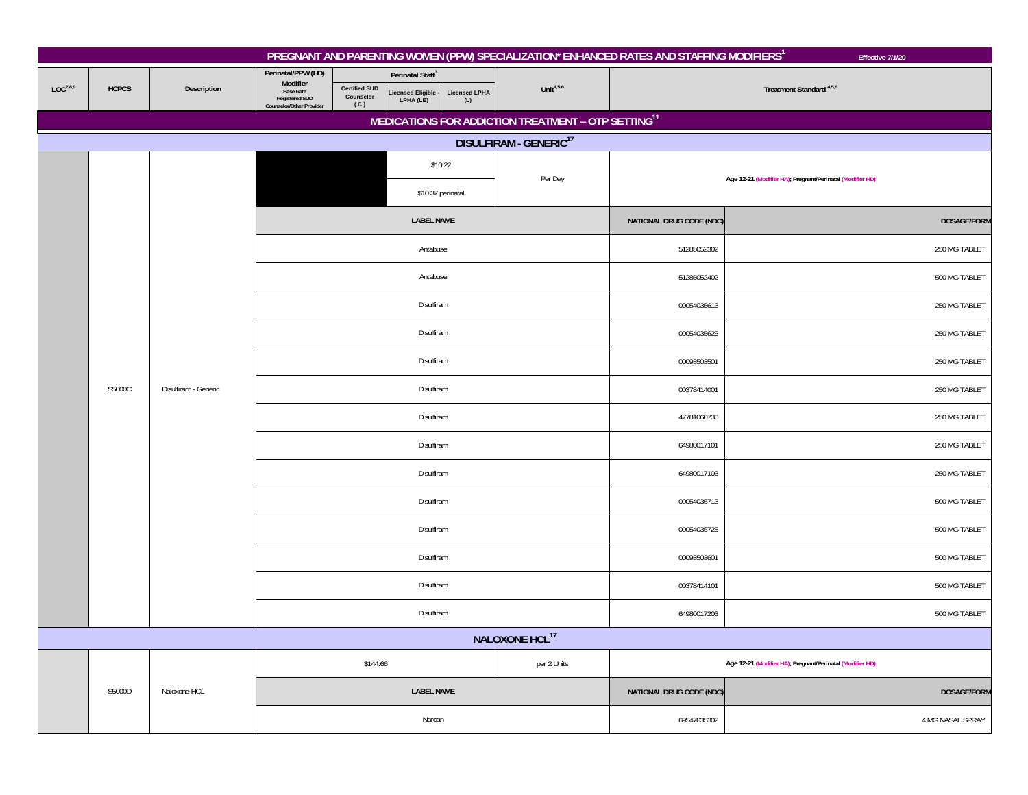# PREGNANT AND PARENTING WOMEN (PPW) SPECIALIZATION* ENHANCED RATES AND STAFFING MODIFIERS[1]

Effective 7/1/20

| LOC[2,8,9] | HCPCS | Description | Perinatal/PPW (HD) Modifier Base Rate Registered SUD Counselor/Other Provider | Perinatal Staff[3] Certified SUD Counselor (C) | Perinatal Staff[3] Licensed Eligible - LPHA (LE) | Perinatal Staff[3] Licensed LPHA (L) | Unit[4,5,6] | Treatment Standard [4,5,6] | |
|---|---|---|---|---|---|---|---|---|---|
| **MEDICATIONS FOR ADDICTION TREATMENT – OTP SETTING[11]** | | | | | | | | | |
| **DISULFIRAM - GENERIC[17]** | | | | | | | | | |
| | S5000C | Disulfiram - Generic | | | $10.22 / $10.37 perinatal | | Per Day | Age 12-21 (Modifier HA); Pregnant/Perinatal (Modifier HD) | |
| | | | LABEL NAME | | | | | NATIONAL DRUG CODE (NDC) | DOSAGE/FORM |
| | | | Antabuse | | | | | 51285052302 | 250 MG TABLET |
| | | | Antabuse | | | | | 51285052402 | 500 MG TABLET |
| | | | Disulfiram | | | | | 00054035613 | 250 MG TABLET |
| | | | Disulfiram | | | | | 00054035625 | 250 MG TABLET |
| | | | Disulfiram | | | | | 00093503501 | 250 MG TABLET |
| | | | Disulfiram | | | | | 00378414001 | 250 MG TABLET |
| | | | Disulfiram | | | | | 47781060730 | 250 MG TABLET |
| | | | Disulfiram | | | | | 64980017101 | 250 MG TABLET |
| | | | Disulfiram | | | | | 64980017103 | 250 MG TABLET |
| | | | Disulfiram | | | | | 00054035713 | 500 MG TABLET |
| | | | Disulfiram | | | | | 00054035725 | 500 MG TABLET |
| | | | Disulfiram | | | | | 00093503601 | 500 MG TABLET |
| | | | Disulfiram | | | | | 00378414101 | 500 MG TABLET |
| | | | Disulfiram | | | | | 64980017203 | 500 MG TABLET |
| **NALOXONE HCL[17]** | | | | | | | | | |
| | S5000D | Naloxone HCL | $144.66 | | | | per 2 Units | Age 12-21 (Modifier HA); Pregnant/Perinatal (Modifier HD) | |
| | | | LABEL NAME | | | | | NATIONAL DRUG CODE (NDC) | DOSAGE/FORM |
| | | | Narcan | | | | | 69547035302 | 4 MG NASAL SPRAY |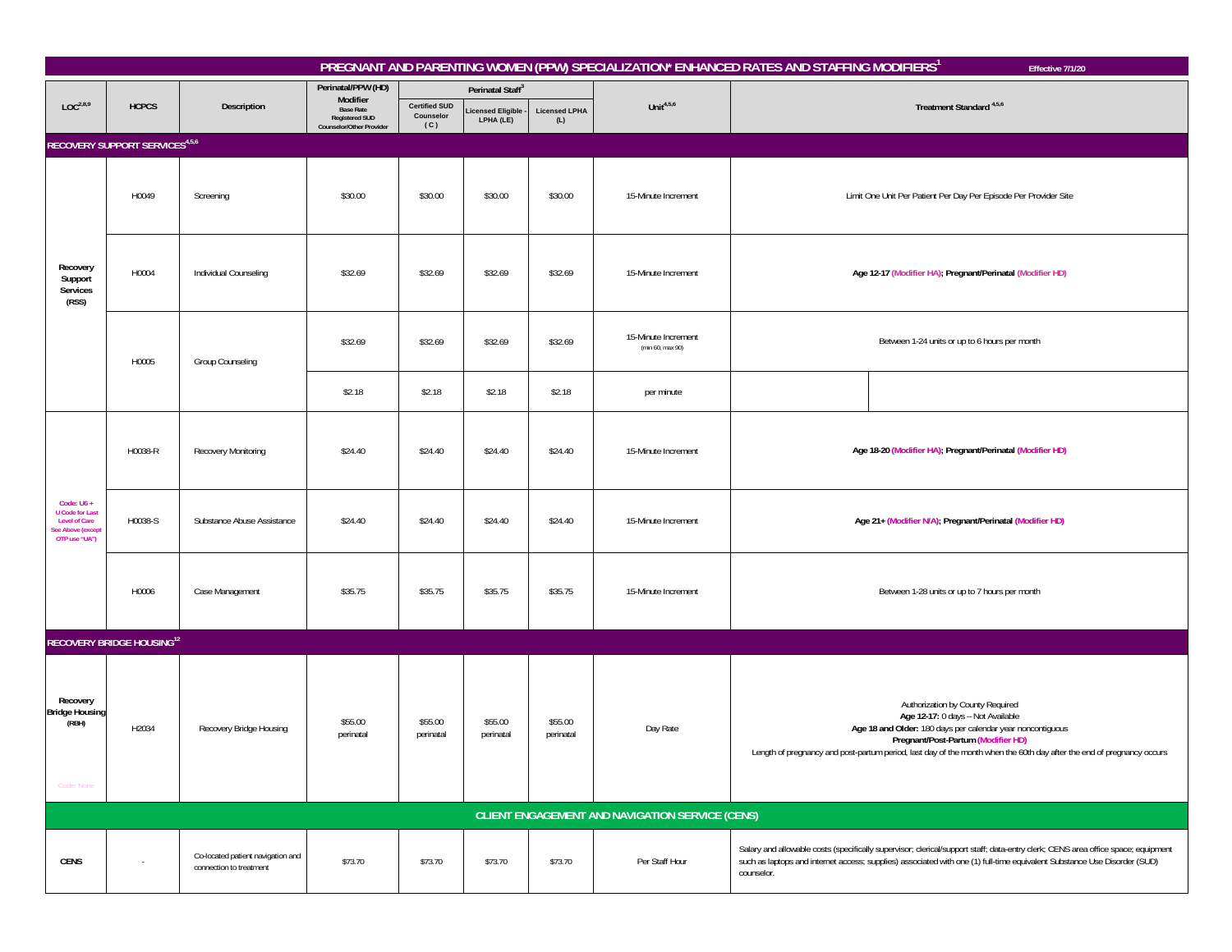# PREGNANT AND PARENTING WOMEN (PPW) SPECIALIZATION* ENHANCED RATES AND STAFFING MODIFIERS[1]

Effective 7/1/20

| LOC[2,8,9] | HCPCS | Description | Perinatal/PPW (HD) Modifier Base Rate Registered SUD Counselor/Other Provider | Perinatal Staff[3] | | | Unit[4,5,6] | Treatment Standard [4,5,6] |
|---|---|---|---|---|---|---|---|---|
| | | | | Certified SUD Counselor (C) | Licensed Eligible - LPHA (LE) | Licensed LPHA (L) | | |
| **RECOVERY SUPPORT SERVICES[4,5,6]** | | | | | | | | |
| **Recovery Support Services (RSS)** | H0049 | Screening | $30.00 | $30.00 | $30.00 | $30.00 | 15-Minute Increment | Limit One Unit Per Patient Per Day Per Episode Per Provider Site |
| | H0004 | Individual Counseling | $32.69 | $32.69 | $32.69 | $32.69 | 15-Minute Increment | **Age 12-17 (Modifier HA); Pregnant/Perinatal (Modifier HD)** |
| | H0005 | Group Counseling | $32.69 | $32.69 | $32.69 | $32.69 | 15-Minute Increment (min 60, max 90) | Between 1-24 units or up to 6 hours per month |
| | | | $2.18 | $2.18 | $2.18 | $2.18 | per minute | |
| Code: U6 + U Code for Last Level of Care See Above (except OTP use "UA") | H0038-R | Recovery Monitoring | $24.40 | $24.40 | $24.40 | $24.40 | 15-Minute Increment | **Age 18-20 (Modifier HA); Pregnant/Perinatal (Modifier HD)** |
| | H0038-S | Substance Abuse Assistance | $24.40 | $24.40 | $24.40 | $24.40 | 15-Minute Increment | **Age 21+ (Modifier N/A); Pregnant/Perinatal (Modifier HD)** |
| | H0006 | Case Management | $35.75 | $35.75 | $35.75 | $35.75 | 15-Minute Increment | Between 1-28 units or up to 7 hours per month |
| **RECOVERY BRIDGE HOUSING[12]** | | | | | | | | |
| **Recovery Bridge Housing (RBH)** Code: None | H2034 | Recovery Bridge Housing | $55.00 perinatal | $55.00 perinatal | $55.00 perinatal | $55.00 perinatal | Day Rate | Authorization by County Required **Age 12-17:** 0 days – Not Available **Age 18 and Older:** 180 days per calendar year noncontiguous **Pregnant/Post-Partum (Modifier HD)** Length of pregnancy and post-partum period, last day of the month when the 60th day after the end of pregnancy occurs |
| **CLIENT ENGAGEMENT AND NAVIGATION SERVICE (CENS)** | | | | | | | | |
| **CENS** | - | Co-located patient navigation and connection to treatment | $73.70 | $73.70 | $73.70 | $73.70 | Per Staff Hour | Salary and allowable costs (specifically supervisor; clerical/support staff; data-entry clerk; CENS area office space; equipment such as laptops and internet access; supplies) associated with one (1) full-time equivalent Substance Use Disorder (SUD) counselor. |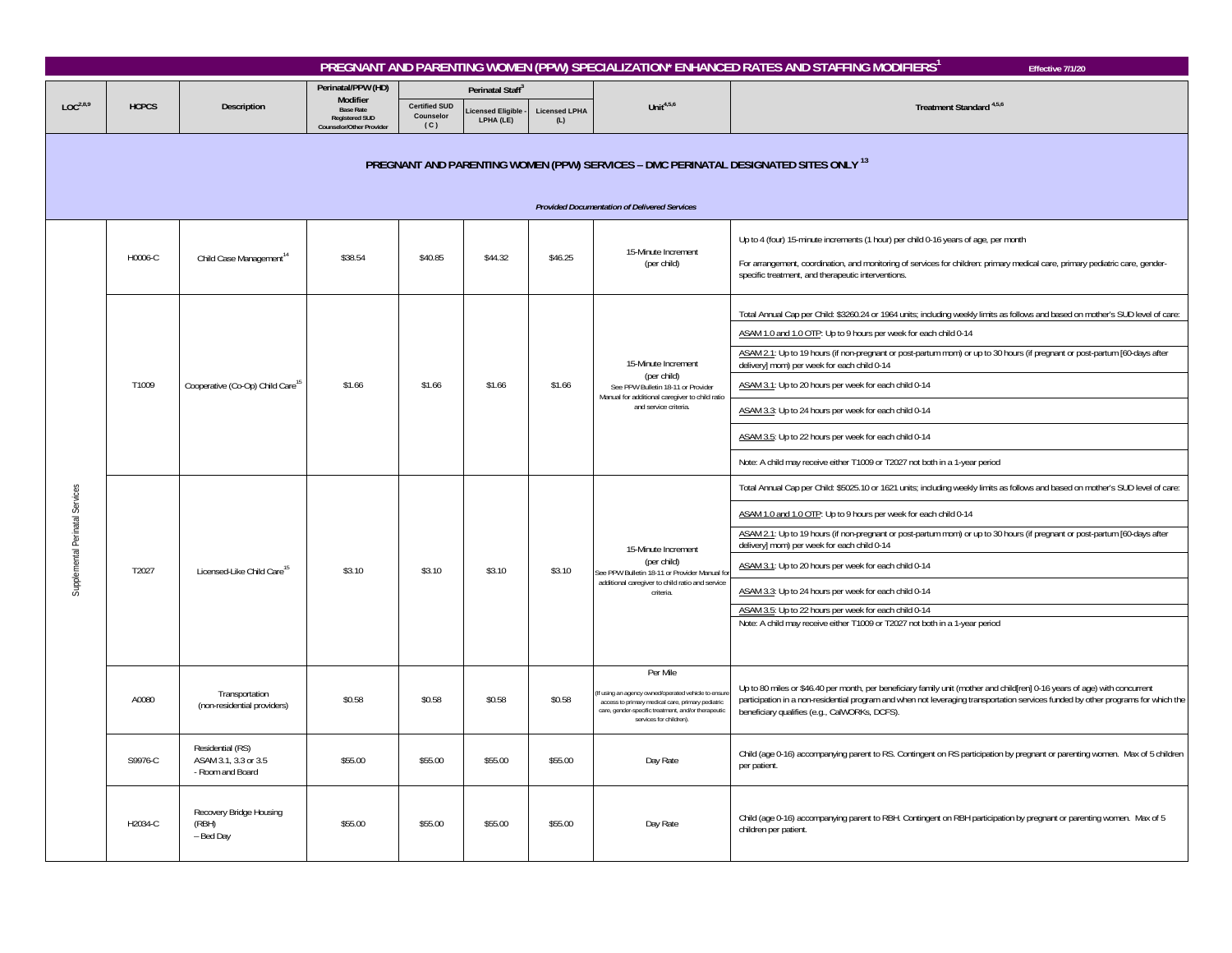# PREGNANT AND PARENTING WOMEN (PPW) SPECIALIZATION* ENHANCED RATES AND STAFFING MODIFIERS[1]

Effective 7/1/20

| LOC[2,8,9] | HCPCS | Description | Perinatal/PPW (HD) Modifier Base Rate Registered SUD Counselor/Other Provider | Perinatal Staff[3] | | | Unit[4,5,6] | Treatment Standard [4,5,6] |
|---|---|---|---|---|---|---|---|---|
| | | | | Certified SUD Counselor (C) | Licensed Eligible - LPHA (LE) | Licensed LPHA (L) | | |
| **PREGNANT AND PARENTING WOMEN (PPW) SERVICES – DMC PERINATAL DESIGNATED SITES ONLY [13]** *Provided Documentation of Delivered Services* | | | | | | | | |
| Supplemental Perinatal Services | H0006-C | Child Case Management[14] | $38.54 | $40.85 | $44.32 | $46.25 | 15-Minute Increment (per child) | Up to 4 (four) 15-minute increments (1 hour) per child 0-16 years of age, per month<br><br>For arrangement, coordination, and monitoring of services for children: primary medical care, primary pediatric care, gender-specific treatment, and therapeutic interventions. |
| Supplemental Perinatal Services | T1009 | Cooperative (Co-Op) Child Care[15] | $1.66 | $1.66 | $1.66 | $1.66 | 15-Minute Increment (per child) See PPW Bulletin 18-11 or Provider Manual for additional caregiver to child ratio and service criteria. | Total Annual Cap per Child: $3260.24 or 1964 units; including weekly limits as follows and based on mother's SUD level of care:<br>ASAM 1.0 and 1.0 OTP: Up to 9 hours per week for each child 0-14<br>ASAM 2.1: Up to 19 hours (if non-pregnant or post-partum mom) or up to 30 hours (if pregnant or post-partum [60-days after delivery] mom) per week for each child 0-14<br>ASAM 3.1: Up to 20 hours per week for each child 0-14<br>ASAM 3.3: Up to 24 hours per week for each child 0-14<br>ASAM 3.5: Up to 22 hours per week for each child 0-14<br>Note: A child may receive either T1009 or T2027 not both in a 1-year period |
| Supplemental Perinatal Services | T2027 | Licensed-Like Child Care[15] | $3.10 | $3.10 | $3.10 | $3.10 | 15-Minute Increment (per child) See PPW Bulletin 18-11 or Provider Manual for additional caregiver to child ratio and service criteria. | Total Annual Cap per Child: $5025.10 or 1621 units; including weekly limits as follows and based on mother's SUD level of care:<br>ASAM 1.0 and 1.0 OTP: Up to 9 hours per week for each child 0-14<br>ASAM 2.1: Up to 19 hours (if non-pregnant or post-partum mom) or up to 30 hours (if pregnant or post-partum [60-days after delivery] mom) per week for each child 0-14<br>ASAM 3.1: Up to 20 hours per week for each child 0-14<br>ASAM 3.3: Up to 24 hours per week for each child 0-14<br>ASAM 3.5: Up to 22 hours per week for each child 0-14<br>Note: A child may receive either T1009 or T2027 not both in a 1-year period |
| Supplemental Perinatal Services | A0080 | Transportation (non-residential providers) | $0.58 | $0.58 | $0.58 | $0.58 | Per Mile (If using an agency owned/operated vehicle to ensure access to primary medical care, primary pediatric care, gender-specific treatment, and/or therapeutic services for children). | Up to 80 miles or $46.40 per month, per beneficiary family unit (mother and child[ren] 0-16 years of age) with concurrent participation in a non-residential program and when not leveraging transportation services funded by other programs for which the beneficiary qualifies (e.g., CalWORKs, DCFS). |
| Supplemental Perinatal Services | S9976-C | Residential (RS) ASAM 3.1, 3.3 or 3.5 - Room and Board | $55.00 | $55.00 | $55.00 | $55.00 | Day Rate | Child (age 0-16) accompanying parent to RS. Contingent on RS participation by pregnant or parenting women. Max of 5 children per patient. |
| Supplemental Perinatal Services | H2034-C | Recovery Bridge Housing (RBH) – Bed Day | $55.00 | $55.00 | $55.00 | $55.00 | Day Rate | Child (age 0-16) accompanying parent to RBH. Contingent on RBH participation by pregnant or parenting women. Max of 5 children per patient. |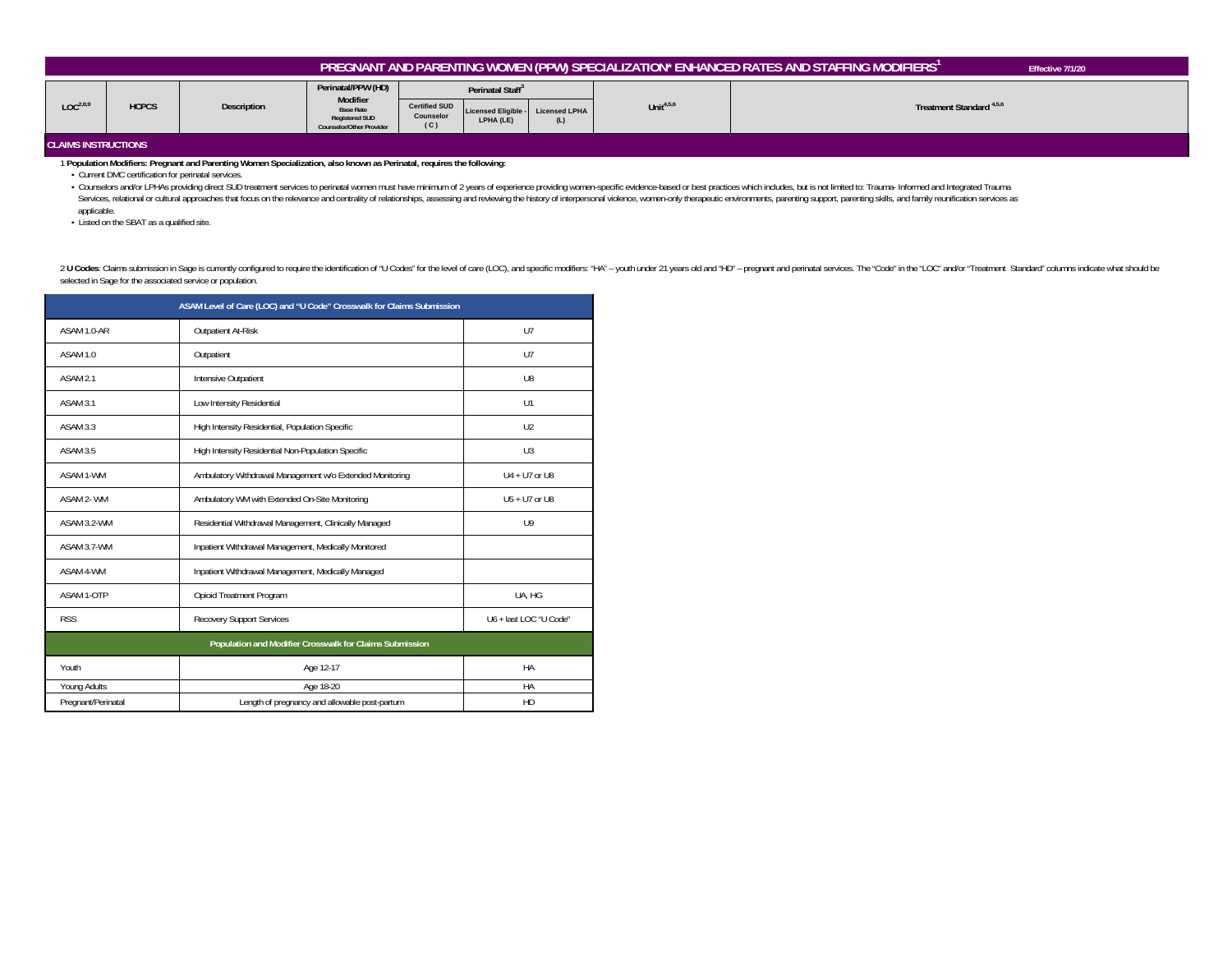# PREGNANT AND PARENTING WOMEN (PPW) SPECIALIZATION* ENHANCED RATES AND STAFFING MODIFIERS[1]

Effective 7/1/20

| LOC[2,8,9] | HCPCS | Description | Perinatal/PPW (HD) Modifier Base Rate Registered SUD Counselor/Other Provider | Perinatal Staff[3] | | | Unit[4,5,6] | Treatment Standard [4,5,6] |
|---|---|---|---|---|---|---|---|---|
| | | | | Certified SUD Counselor (C) | Licensed Eligible - LPHA (LE) | Licensed LPHA (L) | | |

## CLAIMS INSTRUCTIONS

1 **Population Modifiers: Pregnant and Parenting Women Specialization, also known as Perinatal, requires the following:**

- Current DMC certification for perinatal services.
- Counselors and/or LPHAs providing direct SUD treatment services to perinatal women must have minimum of 2 years of experience providing women-specific evidence-based or best practices which includes, but is not limited to: Trauma- Informed and Integrated Trauma Services, relational or cultural approaches that focus on the relevance and centrality of relationships, assessing and reviewing the history of interpersonal violence, women-only therapeutic environments, parenting support, parenting skills, and family reunification services as applicable.
- Listed on the SBAT as a qualified site.

2 **U Codes**: Claims submission in Sage is currently configured to require the identification of "U Codes" for the level of care (LOC), and specific modifiers: "HA" – youth under 21 years old and "HD" – pregnant and perinatal services. The "Code" in the "LOC" and/or "Treatment Standard" columns indicate what should be selected in Sage for the associated service or population.

| ASAM Level of Care (LOC) and "U Code" Crosswalk for Claims Submission | | |
|---|---|---|
| ASAM 1.0-AR | Outpatient At-Risk | U7 |
| ASAM 1.0 | Outpatient | U7 |
| ASAM 2.1 | Intensive Outpatient | U8 |
| ASAM 3.1 | Low Intensity Residential | U1 |
| ASAM 3.3 | High Intensity Residential, Population Specific | U2 |
| ASAM 3.5 | High Intensity Residential Non-Population Specific | U3 |
| ASAM 1-WM | Ambulatory Withdrawal Management w/o Extended Monitoring | U4 + U7 or U8 |
| ASAM 2- WM | Ambulatory WM with Extended On-Site Monitoring | U5 + U7 or U8 |
| ASAM 3.2-WM | Residential Withdrawal Management, Clinically Managed | U9 |
| ASAM 3.7-WM | Inpatient Withdrawal Management, Medically Monitored | |
| ASAM 4-WM | Inpatient Withdrawal Management, Medically Managed | |
| ASAM 1-OTP | Opioid Treatment Program | UA, HG |
| RSS | Recovery Support Services | U6 + last LOC "U Code" |
| **Population and Modifier Crosswalk for Claims Submission** | | |
| Youth | Age 12-17 | HA |
| Young Adults | Age 18-20 | HA |
| Pregnant/Perinatal | Length of pregnancy and allowable post-partum | HD |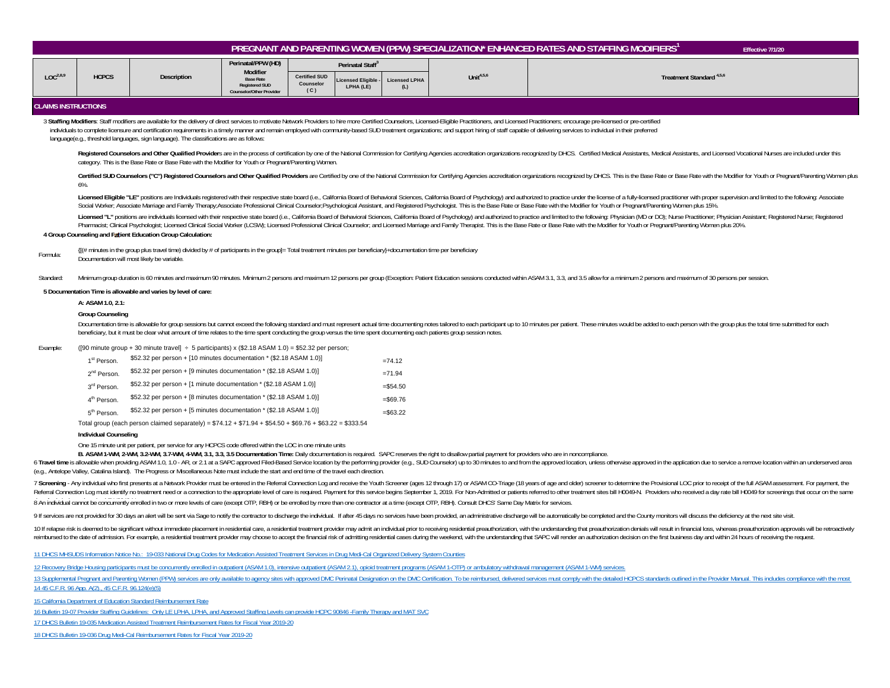# PREGNANT AND PARENTING WOMEN (PPW) SPECIALIZATION* ENHANCED RATES AND STAFFING MODIFIERS[1]

Effective 7/1/20

| LOC[2,8,9] | HCPCS | Description | Perinatal/PPW (HD) Modifier Base Rate Registered SUD Counselor/Other Provider | Perinatal Staff[3] | | | Unit[4,5,6] | Treatment Standard [4,5,6] |
|---|---|---|---|---|---|---|---|---|
| | | | | Certified SUD Counselor (C) | Licensed Eligible - LPHA (LE) | Licensed LPHA (L) | | |

## CLAIMS INSTRUCTIONS

3 **Staffing Modifiers**: Staff modifiers are available for the delivery of direct services to motivate Network Providers to hire more Certified Counselors, Licensed-Eligible Practitioners, and Licensed Practitioners; encourage pre-licensed or pre-certified individuals to complete licensure and certification requirements in a timely manner and remain employed with community-based SUD treatment organizations; and support hiring of staff capable of delivering services to individual in their preferred language(e.g., threshold languages, sign language). The classifications are as follows:

**Registered Counselors and Other Qualified Provider**s are in the process of certification by one of the National Commission for Certifying Agencies accreditation organizations recognized by DHCS. Certified Medical Assistants, Medical Assistants, and Licensed Vocational Nurses are included under this category. This is the Base Rate or Base Rate with the Modifier for Youth or Pregnant/Parenting Women.

**Certified SUD Counselors ("C") Registered Counselors and Other Qualified Providers** are Certified by one of the National Commission for Certifying Agencies accreditation organizations recognized by DHCS. This is the Base Rate or Base Rate with the Modifier for Youth or Pregnant/Parenting Women plus 6%.

**Licensed Eligible "LE"** positions are Individuals registered with their respective state board (i.e., California Board of Behavioral Sciences, California Board of Psychology) and authorized to practice under the license of a fully-licensed practitioner with proper supervision and limited to the following: Associate Social Worker; Associate Marriage and Family Therapy;Associate Professional Clinical Counselor;Psychological Assistant, and Registered Psychologist. This is the Base Rate or Base Rate with the Modifier for Youth or Pregnant/Parenting Women plus 15%.

**Licensed "L"** positions are individuals licensed with their respective state board (i.e., California Board of Behavioral Sciences, California Board of Psychology) and authorized to practice and limited to the following: Physician (MD or DO); Nurse Practitioner; Physician Assistant; Registered Nurse; Registered Pharmacist; Clinical Psychologist; Licensed Clinical Social Worker (LCSW); Licensed Professional Clinical Counselor; and Licensed Marriage and Family Therapist. This is the Base Rate or Base Rate with the Modifier for Youth or Pregnant/Parenting Women plus 20%.

**4 Group Counseling and Patient Education Group Calculation:**

Formula: {[(# minutes in the group plus travel time) divided by # of participants in the group]= Total treatment minutes per beneficiary}+documentation time per beneficiary
Documentation will most likely be variable.

Standard: Minimum group duration is 60 minutes and maximum 90 minutes. Minimum 2 persons and maximum 12 persons per group (Exception: Patient Education sessions conducted within ASAM 3.1, 3.3, and 3.5 allow for a minimum 2 persons and maximum of 30 persons per session.

**5 Documentation Time is allowable and varies by level of care:**

**A: ASAM 1.0, 2.1:**

**Group Counseling**

Documentation time is allowable for group sessions but cannot exceed the following standard and must represent actual time documenting notes tailored to each participant up to 10 minutes per patient. These minutes would be added to each person with the group plus the total time submitted for each beneficiary, but it must be clear what amount of time relates to the time spent conducting the group versus the time spent documenting each patients group session notes.

Example: ([90 minute group + 30 minute travel] ÷ 5 participants) x ($2.18 ASAM 1.0) = $52.32 per person;

| | | |
|---|---|---|
| 1st Person. | $52.32 per person + [10 minutes documentation * ($2.18 ASAM 1.0)] | =74.12 |
| 2nd Person. | $52.32 per person + [9 minutes documentation * ($2.18 ASAM 1.0)] | =71.94 |
| 3rd Person. | $52.32 per person + [1 minute documentation * ($2.18 ASAM 1.0)] | =$54.50 |
| 4th Person. | $52.32 per person + [8 minutes documentation * ($2.18 ASAM 1.0)] | =$69.76 |
| 5th Person. | $52.32 per person + [5 minutes documentation * ($2.18 ASAM 1.0)] | =$63.22 |

Total group (each person claimed separately) = $74.12 + $71.94 + $54.50 + $69.76 + $63.22 = $333.54

**Individual Counseling**

One 15 minute unit per patient, per service for any HCPCS code offered within the LOC in one minute units

**B. ASAM 1-WM, 2-WM, 3.2-WM, 3.7-WM, 4-WM, 3.1, 3.3, 3.5 Documentation Time:** Daily documentation is required. SAPC reserves the right to disallow partial payment for providers who are in noncompliance.

6 **Travel time** is allowable when providing ASAM 1.0, 1.0 - AR, or 2.1 at a SAPC approved Filed-Based Service location by the performing provider (e.g., SUD Counselor) up to 30 minutes to and from the approved location, unless otherwise approved in the application due to service a remove location within an underserved area (e.g., Antelope Valley, Catalina Island). The Progress or Miscellaneous Note must include the start and end time of the travel each direction.

7 **Screening** - Any individual who first presents at a Network Provider must be entered in the Referral Connection Log and receive the Youth Screener (ages 12 through 17) or ASAM CO-Triage (18 years of age and older) screener to determine the Provisional LOC prior to receipt of the full ASAM assessment. For payment, the Referral Connection Log must identify no treatment need or a connection to the appropriate level of care is required. Payment for this service begins September 1, 2019. For Non-Admitted or patients referred to other treatment sites bill H0049-N. Providers who received a day rate bill H0049 for screenings that occur on the same

8 An individual cannot be concurrently enrolled in two or more levels of care (except OTP, RBH) or be enrolled by more than one contractor at a time (except OTP, RBH). Consult DHCS' Same Day Matrix for services.

9 If services are not provided for 30 days an alert will be sent via Sage to notify the contractor to discharge the individual. If after 45 days no services have been provided, an administrative discharge will be automatically be completed and the County monitors will discuss the deficiency at the next site visit.

10 If relapse risk is deemed to be significant without immediate placement in residential care, a residential treatment provider may admit an individual prior to receiving residential preauthorization, with the understanding that preauthorization denials will result in financial loss, whereas preauthorization approvals will be retroactively reimbursed to the date of admission. For example, a residential treatment provider may choose to accept the financial risk of admitting residential cases during the weekend, with the understanding that SAPC will render an authorization decision on the first business day and within 24 hours of receiving the request.

11 DHCS MHSUDS Information Notice No.: 19-033 National Drug Codes for Medication Assisted Treatment Services in Drug Medi-Cal Organized Delivery System Counties

12 Recovery Bridge Housing participants must be concurrently enrolled in outpatient (ASAM 1.0), intensive outpatient (ASAM 2.1), opioid treatment programs (ASAM 1-OTP) or ambulatory withdrawal management (ASAM 1-WM) services.

13 Supplemental Pregnant and Parenting Women (PPW) services are only available to agency sites with approved DMC Perinatal Designation on the DMC Certification. To be reimbursed, delivered services must comply with the detailed HCPCS standards outlined in the Provider Manual. This includes compliance with the most

14 45 C.F.R. 96 App. A(2)., 45 C.F.R. 96.124(e)(5)

15 California Department of Education Standard Reimbursement Rate

16 Bulletin 19-07 Provider Staffing Guidelines: Only LE LPHA, LPHA, and Approved Staffing Levels can provide HCPC 90846 -Family Therapy and MAT SVC

17 DHCS Bulletin 19-035 Medication Assisted Treatment Reimbursement Rates for Fiscal Year 2019-20

18 DHCS Bulletin 19-036 Drug Medi-Cal Reimbursement Rates for Fiscal Year 2019-20